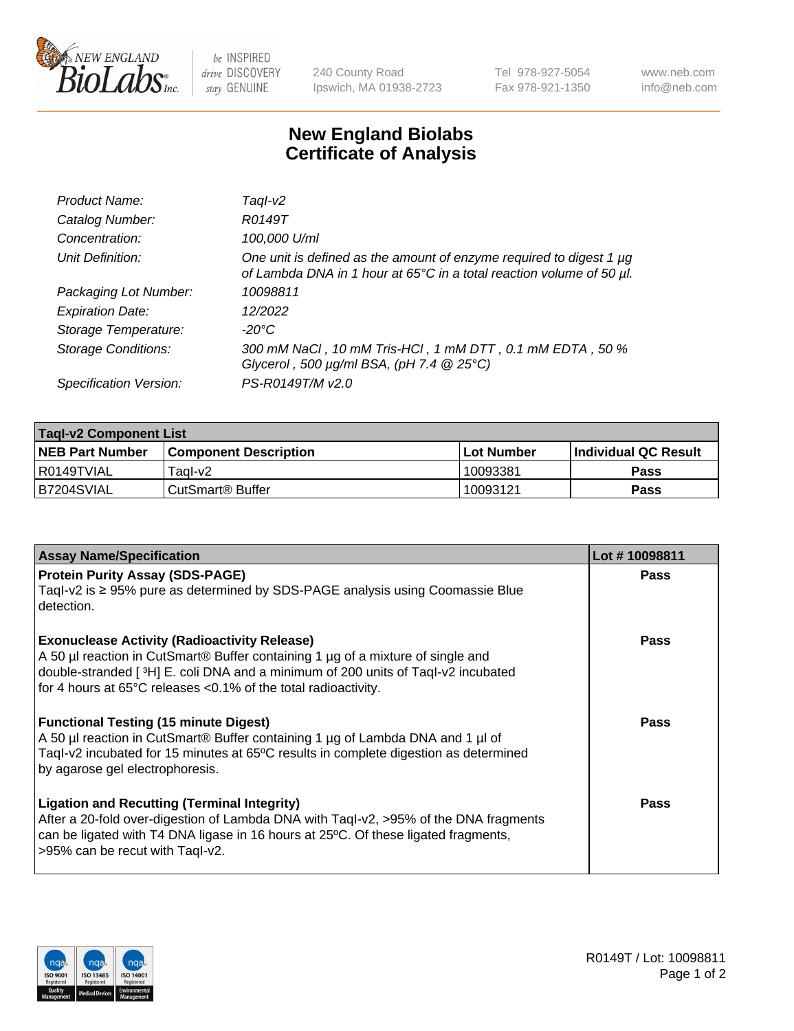# New England Biolabs
# Certificate of Analysis

| | |
|---|---|
| *Product Name:* | *TaqI-v2* |
| *Catalog Number:* | *R0149T* |
| *Concentration:* | *100,000 U/ml* |
| *Unit Definition:* | *One unit is defined as the amount of enzyme required to digest 1 µg of Lambda DNA in 1 hour at 65°C in a total reaction volume of 50 µl.* |
| *Packaging Lot Number:* | *10098811* |
| *Expiration Date:* | *12/2022* |
| *Storage Temperature:* | *-20°C* |
| *Storage Conditions:* | *300 mM NaCl , 10 mM Tris-HCl , 1 mM DTT , 0.1 mM EDTA , 50 % Glycerol , 500 µg/ml BSA, (pH 7.4 @ 25°C)* |
| *Specification Version:* | *PS-R0149T/M v2.0* |

| **TaqI-v2 Component List** | | | |
|---|---|---|---|
| **NEB Part Number** | **Component Description** | **Lot Number** | **Individual QC Result** |
| R0149TVIAL | TaqI-v2 | 10093381 | **Pass** |
| B7204SVIAL | CutSmart® Buffer | 10093121 | **Pass** |

| **Assay Name/Specification** | **Lot # 10098811** |
|---|---|
| **Protein Purity Assay (SDS-PAGE)**<br>TaqI-v2 is ≥ 95% pure as determined by SDS-PAGE analysis using Coomassie Blue detection. | **Pass** |
| **Exonuclease Activity (Radioactivity Release)**<br>A 50 µl reaction in CutSmart® Buffer containing 1 µg of a mixture of single and double-stranded [ $^3$H] E. coli DNA and a minimum of 200 units of TaqI-v2 incubated for 4 hours at 65°C releases <0.1% of the total radioactivity. | **Pass** |
| **Functional Testing (15 minute Digest)**<br>A 50 µl reaction in CutSmart® Buffer containing 1 µg of Lambda DNA and 1 µl of TaqI-v2 incubated for 15 minutes at 65ºC results in complete digestion as determined by agarose gel electrophoresis. | **Pass** |
| **Ligation and Recutting (Terminal Integrity)**<br>After a 20-fold over-digestion of Lambda DNA with TaqI-v2, >95% of the DNA fragments can be ligated with T4 DNA ligase in 16 hours at 25ºC. Of these ligated fragments, >95% can be recut with TaqI-v2. | **Pass** |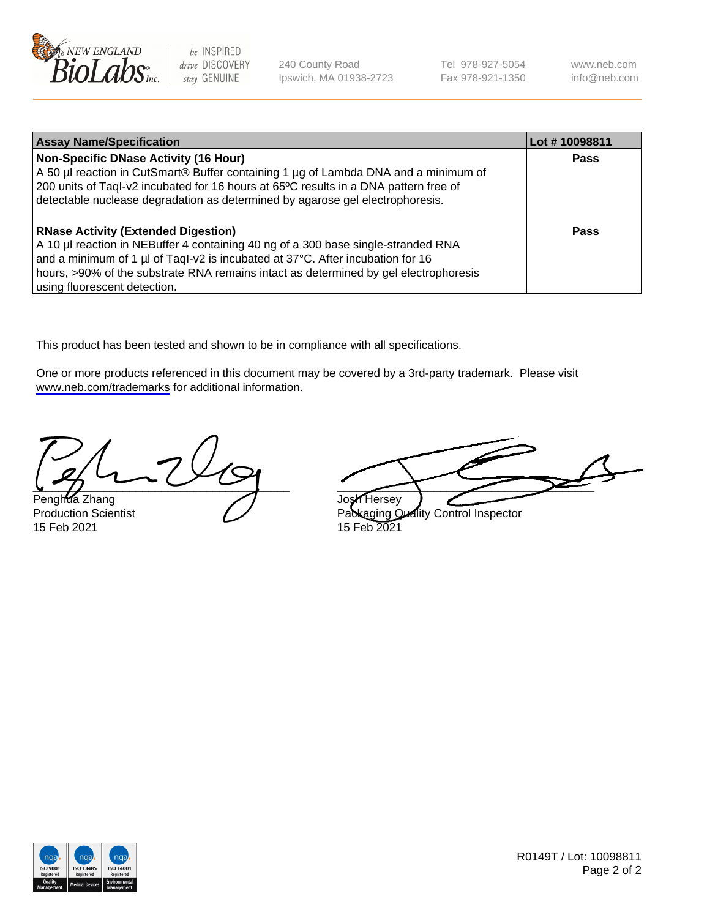| Assay Name/Specification | Lot # 10098811 |
|---|---|
| **Non-Specific DNase Activity (16 Hour)**<br>A 50 µl reaction in CutSmart® Buffer containing 1 µg of Lambda DNA and a minimum of 200 units of TaqI-v2 incubated for 16 hours at 65ºC results in a DNA pattern free of detectable nuclease degradation as determined by agarose gel electrophoresis. | **Pass** |
| **RNase Activity (Extended Digestion)**<br>A 10 µl reaction in NEBuffer 4 containing 40 ng of a 300 base single-stranded RNA and a minimum of 1 µl of TaqI-v2 is incubated at 37°C. After incubation for 16 hours, >90% of the substrate RNA remains intact as determined by gel electrophoresis using fluorescent detection. | **Pass** |

This product has been tested and shown to be in compliance with all specifications.

One or more products referenced in this document may be covered by a 3rd-party trademark. Please visit www.neb.com/trademarks for additional information.

Penghua Zhang
Production Scientist
15 Feb 2021

Josh Hersey
Packaging Quality Control Inspector
15 Feb 2021

R0149T / Lot: 10098811